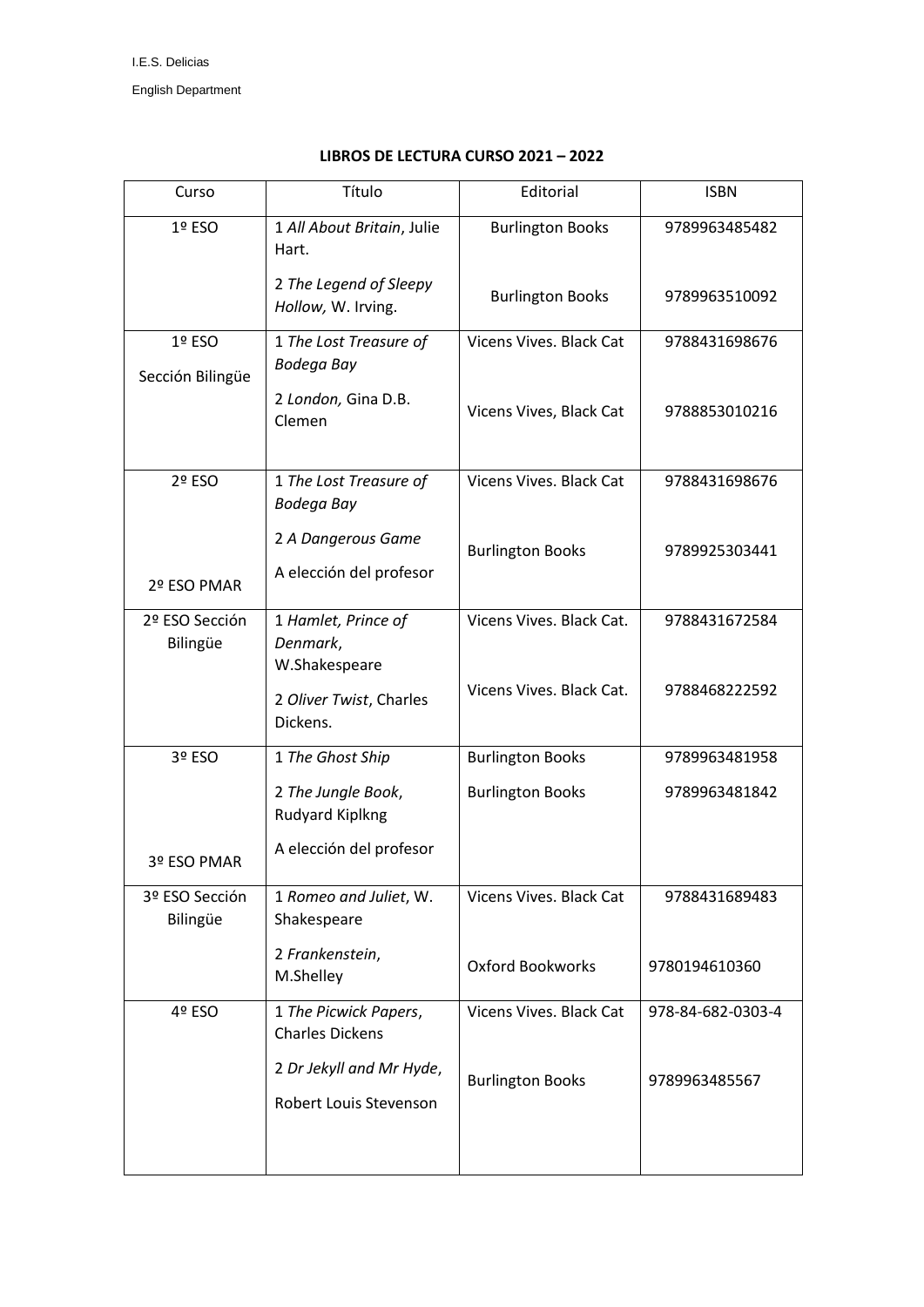I.E.S. Delicias

English Department

**LIBROS DE LECTURA CURSO 2021 – 2022**

| Curso | Título | Editorial | ISBN |
| --- | --- | --- | --- |
| 1º ESO | 1 *All About Britain*, Julie Hart.<br>2 *The Legend of Sleepy Hollow,* W. Irving. | Burlington Books<br>Burlington Books | 9789963485482<br>9789963510092 |
| 1º ESO<br>Sección Bilingüe | 1 *The Lost Treasure of Bodega Bay*<br>2 *London,* Gina D.B. Clemen | Vicens Vives. Black Cat<br>Vicens Vives, Black Cat | 9788431698676<br>9788853010216 |
| 2º ESO<br>2º ESO PMAR | 1 *The Lost Treasure of Bodega Bay*<br>2 *A Dangerous Game*<br>A elección del profesor | Vicens Vives. Black Cat<br>Burlington Books | 9788431698676<br>9789925303441 |
| 2º ESO Sección Bilingüe | 1 *Hamlet, Prince of Denmark*, W.Shakespeare<br>2 *Oliver Twist*, Charles Dickens. | Vicens Vives. Black Cat.<br>Vicens Vives. Black Cat. | 9788431672584<br>9788468222592 |
| 3º ESO<br>3º ESO PMAR | 1 *The Ghost Ship*<br>2 *The Jungle Book*, Rudyard Kiplkng<br>A elección del profesor | Burlington Books<br>Burlington Books | 9789963481958<br>9789963481842 |
| 3º ESO Sección Bilingüe | 1 *Romeo and Juliet*, W. Shakespeare<br>2 *Frankenstein*, M.Shelley | Vicens Vives. Black Cat<br>Oxford Bookworks | 9788431689483<br>9780194610360 |
| 4º ESO | 1 *The Picwick Papers*, Charles Dickens<br>2 *Dr Jekyll and Mr Hyde*, Robert Louis Stevenson | Vicens Vives. Black Cat<br>Burlington Books | 978-84-682-0303-4<br>9789963485567 |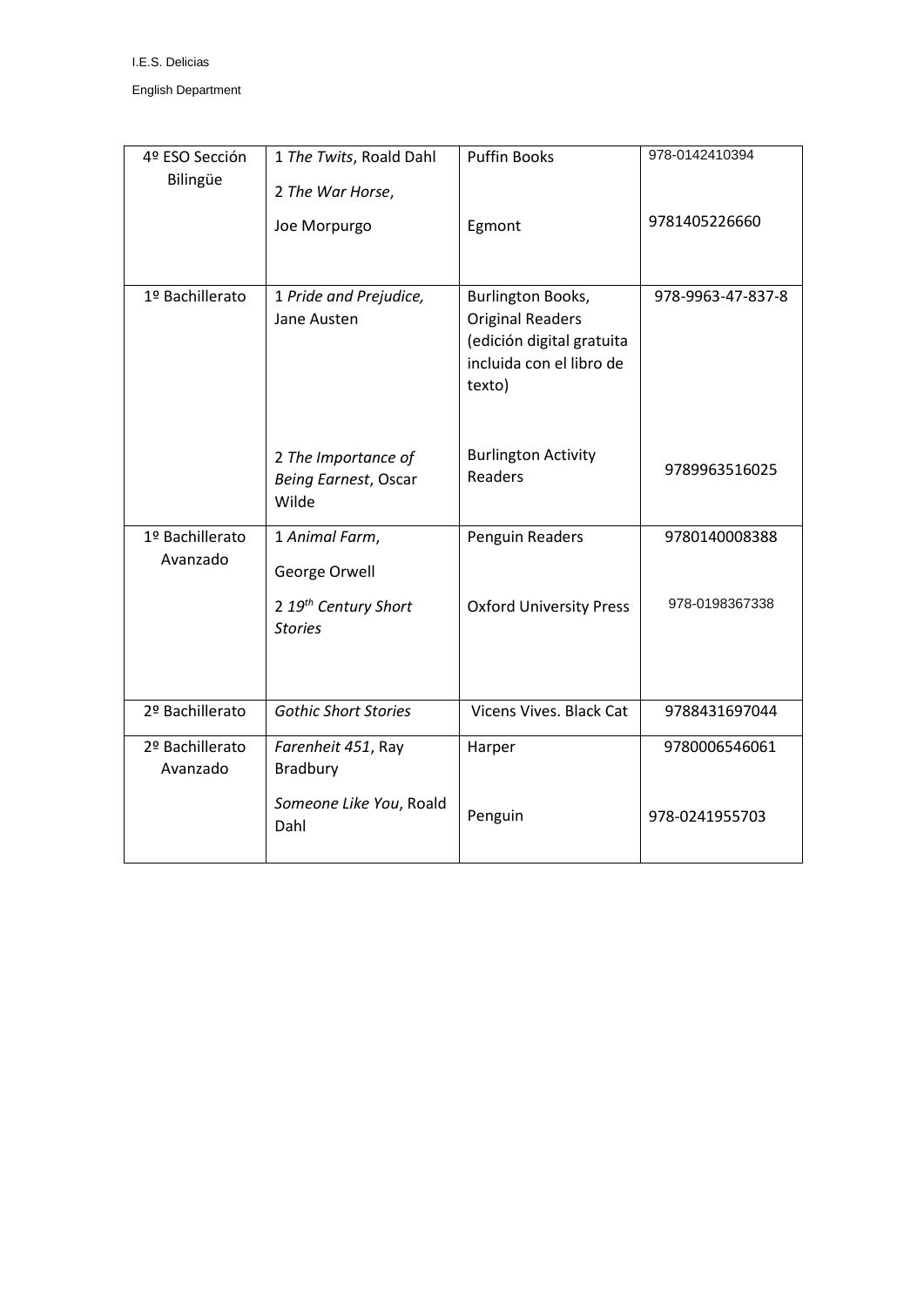| | | | |
|---|---|---|---|
| 4º ESO Sección Bilingüe | 1 *The Twits*, Roald Dahl<br>2 *The War Horse*,<br>Joe Morpurgo | Puffin Books<br><br>Egmont | 978-0142410394<br><br>9781405226660 |
| 1º Bachillerato | 1 *Pride and Prejudice,* Jane Austen<br><br>2 *The Importance of Being Earnest*, Oscar Wilde | Burlington Books, Original Readers (edición digital gratuita incluida con el libro de texto)<br><br>Burlington Activity Readers | 978-9963-47-837-8<br><br>9789963516025 |
| 1º Bachillerato Avanzado | 1 *Animal Farm*,<br>George Orwell<br>2 *19th Century Short Stories* | Penguin Readers<br><br>Oxford University Press | 9780140008388<br><br>978-0198367338 |
| 2º Bachillerato | *Gothic Short Stories* | Vicens Vives. Black Cat | 9788431697044 |
| 2º Bachillerato Avanzado | *Farenheit 451*, Ray Bradbury<br>*Someone Like You*, Roald Dahl | Harper<br><br>Penguin | 9780006546061<br><br>978-0241955703 |